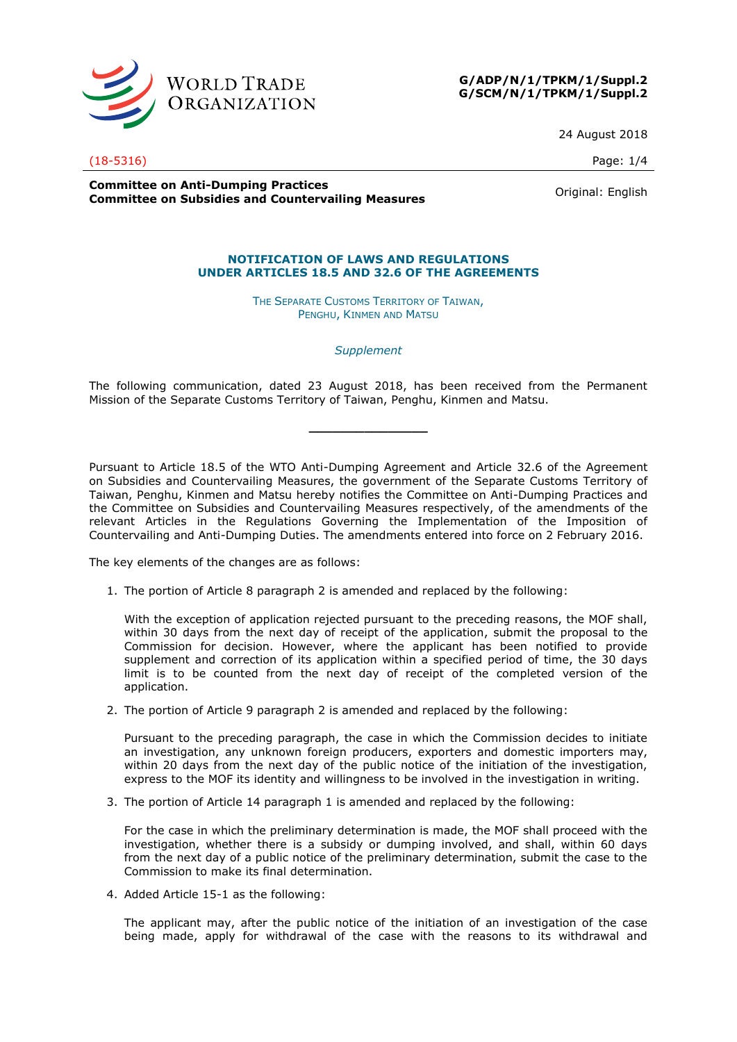WORLD TRADE ORGANIZATION

**G/ADP/N/1/TPKM/1/Suppl.2**
**G/SCM/N/1/TPKM/1/Suppl.2**

24 August 2018

(18-5316)

**Committee on Anti-Dumping Practices**
**Committee on Subsidies and Countervailing Measures**

Original: English

## NOTIFICATION OF LAWS AND REGULATIONS UNDER ARTICLES 18.5 AND 32.6 OF THE AGREEMENTS

THE SEPARATE CUSTOMS TERRITORY OF TAIWAN, PENGHU, KINMEN AND MATSU

*Supplement*

The following communication, dated 23 August 2018, has been received from the Permanent Mission of the Separate Customs Territory of Taiwan, Penghu, Kinmen and Matsu.

---

Pursuant to Article 18.5 of the WTO Anti-Dumping Agreement and Article 32.6 of the Agreement on Subsidies and Countervailing Measures, the government of the Separate Customs Territory of Taiwan, Penghu, Kinmen and Matsu hereby notifies the Committee on Anti-Dumping Practices and the Committee on Subsidies and Countervailing Measures respectively, of the amendments of the relevant Articles in the Regulations Governing the Implementation of the Imposition of Countervailing and Anti-Dumping Duties. The amendments entered into force on 2 February 2016.

The key elements of the changes are as follows:

1. The portion of Article 8 paragraph 2 is amended and replaced by the following:

   With the exception of application rejected pursuant to the preceding reasons, the MOF shall, within 30 days from the next day of receipt of the application, submit the proposal to the Commission for decision. However, where the applicant has been notified to provide supplement and correction of its application within a specified period of time, the 30 days limit is to be counted from the next day of receipt of the completed version of the application.

2. The portion of Article 9 paragraph 2 is amended and replaced by the following:

   Pursuant to the preceding paragraph, the case in which the Commission decides to initiate an investigation, any unknown foreign producers, exporters and domestic importers may, within 20 days from the next day of the public notice of the initiation of the investigation, express to the MOF its identity and willingness to be involved in the investigation in writing.

3. The portion of Article 14 paragraph 1 is amended and replaced by the following:

   For the case in which the preliminary determination is made, the MOF shall proceed with the investigation, whether there is a subsidy or dumping involved, and shall, within 60 days from the next day of a public notice of the preliminary determination, submit the case to the Commission to make its final determination.

4. Added Article 15-1 as the following:

   The applicant may, after the public notice of the initiation of an investigation of the case being made, apply for withdrawal of the case with the reasons to its withdrawal and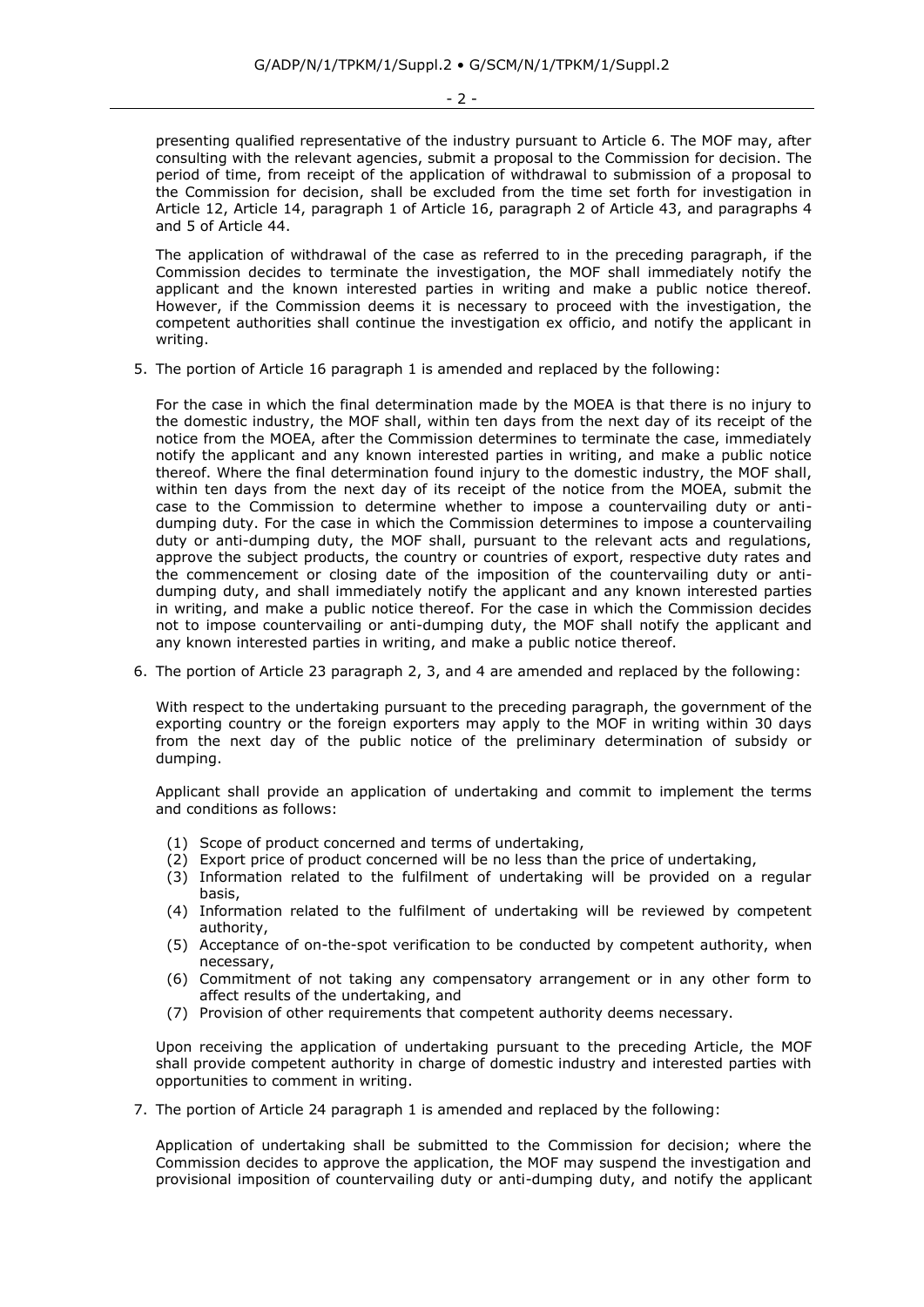presenting qualified representative of the industry pursuant to Article 6. The MOF may, after consulting with the relevant agencies, submit a proposal to the Commission for decision. The period of time, from receipt of the application of withdrawal to submission of a proposal to the Commission for decision, shall be excluded from the time set forth for investigation in Article 12, Article 14, paragraph 1 of Article 16, paragraph 2 of Article 43, and paragraphs 4 and 5 of Article 44.

The application of withdrawal of the case as referred to in the preceding paragraph, if the Commission decides to terminate the investigation, the MOF shall immediately notify the applicant and the known interested parties in writing and make a public notice thereof. However, if the Commission deems it is necessary to proceed with the investigation, the competent authorities shall continue the investigation ex officio, and notify the applicant in writing.

5. The portion of Article 16 paragraph 1 is amended and replaced by the following:

   For the case in which the final determination made by the MOEA is that there is no injury to the domestic industry, the MOF shall, within ten days from the next day of its receipt of the notice from the MOEA, after the Commission determines to terminate the case, immediately notify the applicant and any known interested parties in writing, and make a public notice thereof. Where the final determination found injury to the domestic industry, the MOF shall, within ten days from the next day of its receipt of the notice from the MOEA, submit the case to the Commission to determine whether to impose a countervailing duty or anti-dumping duty. For the case in which the Commission determines to impose a countervailing duty or anti-dumping duty, the MOF shall, pursuant to the relevant acts and regulations, approve the subject products, the country or countries of export, respective duty rates and the commencement or closing date of the imposition of the countervailing duty or anti-dumping duty, and shall immediately notify the applicant and any known interested parties in writing, and make a public notice thereof. For the case in which the Commission decides not to impose countervailing or anti-dumping duty, the MOF shall notify the applicant and any known interested parties in writing, and make a public notice thereof.

6. The portion of Article 23 paragraph 2, 3, and 4 are amended and replaced by the following:

   With respect to the undertaking pursuant to the preceding paragraph, the government of the exporting country or the foreign exporters may apply to the MOF in writing within 30 days from the next day of the public notice of the preliminary determination of subsidy or dumping.

   Applicant shall provide an application of undertaking and commit to implement the terms and conditions as follows:

   (1) Scope of product concerned and terms of undertaking,
   (2) Export price of product concerned will be no less than the price of undertaking,
   (3) Information related to the fulfilment of undertaking will be provided on a regular basis,
   (4) Information related to the fulfilment of undertaking will be reviewed by competent authority,
   (5) Acceptance of on-the-spot verification to be conducted by competent authority, when necessary,
   (6) Commitment of not taking any compensatory arrangement or in any other form to affect results of the undertaking, and
   (7) Provision of other requirements that competent authority deems necessary.

   Upon receiving the application of undertaking pursuant to the preceding Article, the MOF shall provide competent authority in charge of domestic industry and interested parties with opportunities to comment in writing.

7. The portion of Article 24 paragraph 1 is amended and replaced by the following:

   Application of undertaking shall be submitted to the Commission for decision; where the Commission decides to approve the application, the MOF may suspend the investigation and provisional imposition of countervailing duty or anti-dumping duty, and notify the applicant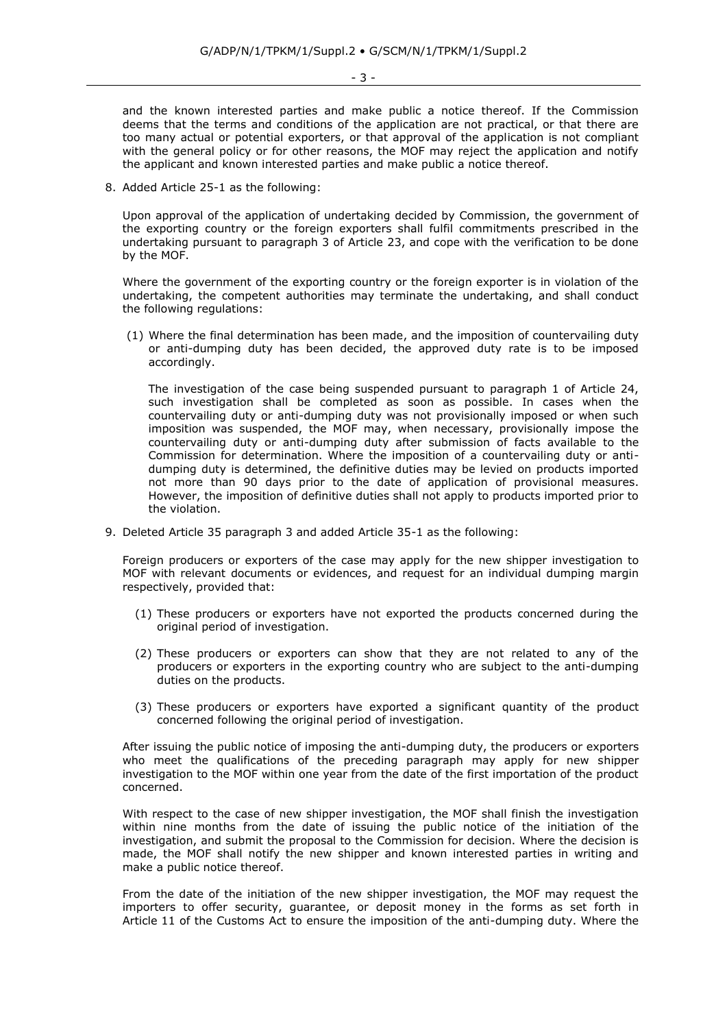and the known interested parties and make public a notice thereof. If the Commission deems that the terms and conditions of the application are not practical, or that there are too many actual or potential exporters, or that approval of the application is not compliant with the general policy or for other reasons, the MOF may reject the application and notify the applicant and known interested parties and make public a notice thereof.

8. Added Article 25-1 as the following:

   Upon approval of the application of undertaking decided by Commission, the government of the exporting country or the foreign exporters shall fulfil commitments prescribed in the undertaking pursuant to paragraph 3 of Article 23, and cope with the verification to be done by the MOF.

   Where the government of the exporting country or the foreign exporter is in violation of the undertaking, the competent authorities may terminate the undertaking, and shall conduct the following regulations:

   (1) Where the final determination has been made, and the imposition of countervailing duty or anti-dumping duty has been decided, the approved duty rate is to be imposed accordingly.

   The investigation of the case being suspended pursuant to paragraph 1 of Article 24, such investigation shall be completed as soon as possible. In cases when the countervailing duty or anti-dumping duty was not provisionally imposed or when such imposition was suspended, the MOF may, when necessary, provisionally impose the countervailing duty or anti-dumping duty after submission of facts available to the Commission for determination. Where the imposition of a countervailing duty or anti-dumping duty is determined, the definitive duties may be levied on products imported not more than 90 days prior to the date of application of provisional measures. However, the imposition of definitive duties shall not apply to products imported prior to the violation.

9. Deleted Article 35 paragraph 3 and added Article 35-1 as the following:

   Foreign producers or exporters of the case may apply for the new shipper investigation to MOF with relevant documents or evidences, and request for an individual dumping margin respectively, provided that:

   (1) These producers or exporters have not exported the products concerned during the original period of investigation.

   (2) These producers or exporters can show that they are not related to any of the producers or exporters in the exporting country who are subject to the anti-dumping duties on the products.

   (3) These producers or exporters have exported a significant quantity of the product concerned following the original period of investigation.

   After issuing the public notice of imposing the anti-dumping duty, the producers or exporters who meet the qualifications of the preceding paragraph may apply for new shipper investigation to the MOF within one year from the date of the first importation of the product concerned.

   With respect to the case of new shipper investigation, the MOF shall finish the investigation within nine months from the date of issuing the public notice of the initiation of the investigation, and submit the proposal to the Commission for decision. Where the decision is made, the MOF shall notify the new shipper and known interested parties in writing and make a public notice thereof.

   From the date of the initiation of the new shipper investigation, the MOF may request the importers to offer security, guarantee, or deposit money in the forms as set forth in Article 11 of the Customs Act to ensure the imposition of the anti-dumping duty. Where the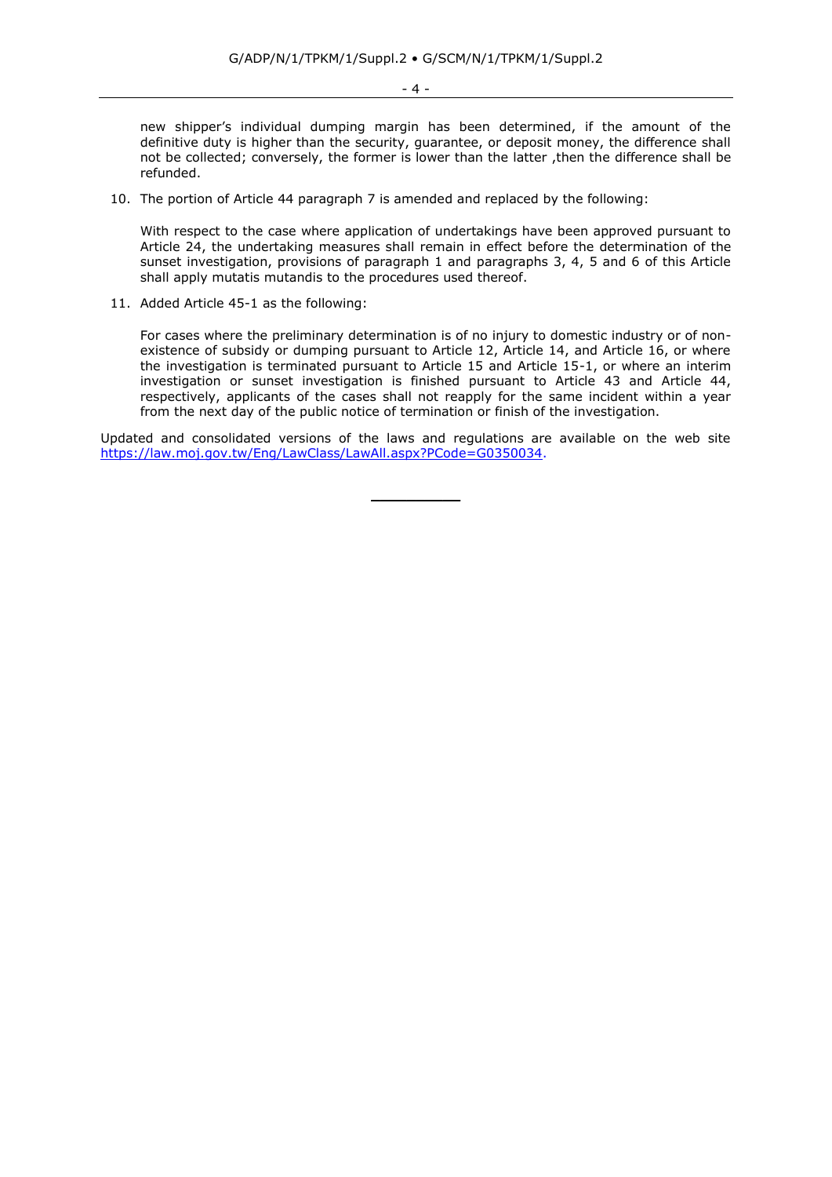new shipper's individual dumping margin has been determined, if the amount of the definitive duty is higher than the security, guarantee, or deposit money, the difference shall not be collected; conversely, the former is lower than the latter ,then the difference shall be refunded.

10. The portion of Article 44 paragraph 7 is amended and replaced by the following:

    With respect to the case where application of undertakings have been approved pursuant to Article 24, the undertaking measures shall remain in effect before the determination of the sunset investigation, provisions of paragraph 1 and paragraphs 3, 4, 5 and 6 of this Article shall apply mutatis mutandis to the procedures used thereof.

11. Added Article 45-1 as the following:

    For cases where the preliminary determination is of no injury to domestic industry or of non-existence of subsidy or dumping pursuant to Article 12, Article 14, and Article 16, or where the investigation is terminated pursuant to Article 15 and Article 15-1, or where an interim investigation or sunset investigation is finished pursuant to Article 43 and Article 44, respectively, applicants of the cases shall not reapply for the same incident within a year from the next day of the public notice of termination or finish of the investigation.

Updated and consolidated versions of the laws and regulations are available on the web site https://law.moj.gov.tw/Eng/LawClass/LawAll.aspx?PCode=G0350034.